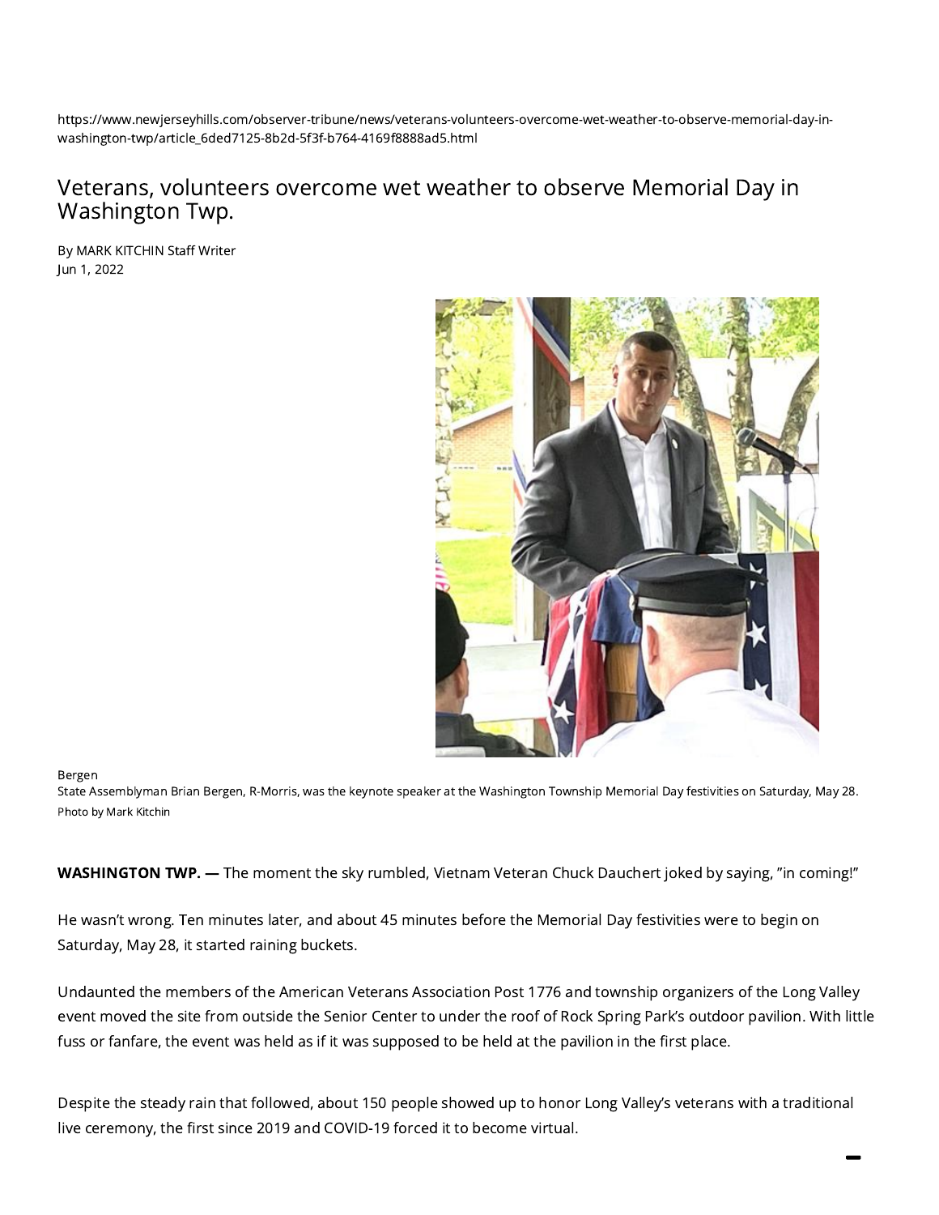https://www.newjerseyhills.com/observer-tribune/news/veterans-volunteers-overcome-wet-weather-to-observe-memorial-day-in-washington-twp/article_6ded7125-8b2d-5f3f-b764-4169f8888ad5.html

# Veterans, volunteers overcome wet weather to observe Memorial Day in Washington Twp.

By MARK KITCHIN Staff Writer
Jun 1, 2022

Bergen
State Assemblyman Brian Bergen, R-Morris, was the keynote speaker at the Washington Township Memorial Day festivities on Saturday, May 28.
Photo by Mark Kitchin

**WASHINGTON TWP. —** The moment the sky rumbled, Vietnam Veteran Chuck Dauchert joked by saying, "in coming!"

He wasn't wrong. Ten minutes later, and about 45 minutes before the Memorial Day festivities were to begin on Saturday, May 28, it started raining buckets.

Undaunted the members of the American Veterans Association Post 1776 and township organizers of the Long Valley event moved the site from outside the Senior Center to under the roof of Rock Spring Park's outdoor pavilion. With little fuss or fanfare, the event was held as if it was supposed to be held at the pavilion in the first place.

Despite the steady rain that followed, about 150 people showed up to honor Long Valley's veterans with a traditional live ceremony, the first since 2019 and COVID-19 forced it to become virtual.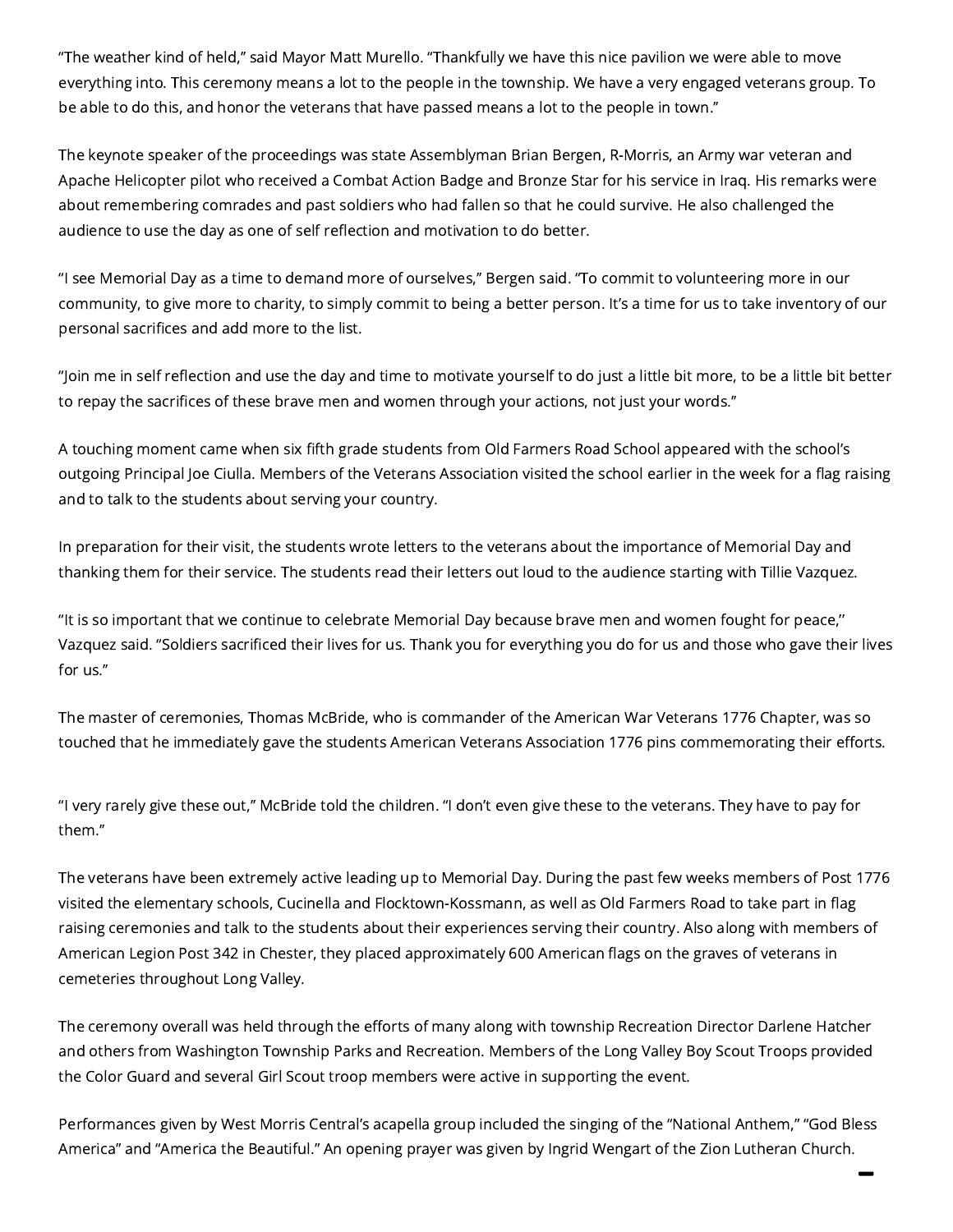"The weather kind of held," said Mayor Matt Murello. "Thankfully we have this nice pavilion we were able to move everything into. This ceremony means a lot to the people in the township. We have a very engaged veterans group. To be able to do this, and honor the veterans that have passed means a lot to the people in town."

The keynote speaker of the proceedings was state Assemblyman Brian Bergen, R-Morris, an Army war veteran and Apache Helicopter pilot who received a Combat Action Badge and Bronze Star for his service in Iraq. His remarks were about remembering comrades and past soldiers who had fallen so that he could survive. He also challenged the audience to use the day as one of self reflection and motivation to do better.

"I see Memorial Day as a time to demand more of ourselves," Bergen said. "To commit to volunteering more in our community, to give more to charity, to simply commit to being a better person. It's a time for us to take inventory of our personal sacrifices and add more to the list.

"Join me in self reflection and use the day and time to motivate yourself to do just a little bit more, to be a little bit better to repay the sacrifices of these brave men and women through your actions, not just your words."

A touching moment came when six fifth grade students from Old Farmers Road School appeared with the school's outgoing Principal Joe Ciulla. Members of the Veterans Association visited the school earlier in the week for a flag raising and to talk to the students about serving your country.

In preparation for their visit, the students wrote letters to the veterans about the importance of Memorial Day and thanking them for their service. The students read their letters out loud to the audience starting with Tillie Vazquez.

"It is so important that we continue to celebrate Memorial Day because brave men and women fought for peace," Vazquez said. "Soldiers sacrificed their lives for us. Thank you for everything you do for us and those who gave their lives for us."

The master of ceremonies, Thomas McBride, who is commander of the American War Veterans 1776 Chapter, was so touched that he immediately gave the students American Veterans Association 1776 pins commemorating their efforts.

"I very rarely give these out," McBride told the children. "I don't even give these to the veterans. They have to pay for them."

The veterans have been extremely active leading up to Memorial Day. During the past few weeks members of Post 1776 visited the elementary schools, Cucinella and Flocktown-Kossmann, as well as Old Farmers Road to take part in flag raising ceremonies and talk to the students about their experiences serving their country. Also along with members of American Legion Post 342 in Chester, they placed approximately 600 American flags on the graves of veterans in cemeteries throughout Long Valley.

The ceremony overall was held through the efforts of many along with township Recreation Director Darlene Hatcher and others from Washington Township Parks and Recreation. Members of the Long Valley Boy Scout Troops provided the Color Guard and several Girl Scout troop members were active in supporting the event.

Performances given by West Morris Central's acapella group included the singing of the "National Anthem," "God Bless America" and "America the Beautiful." An opening prayer was given by Ingrid Wengart of the Zion Lutheran Church.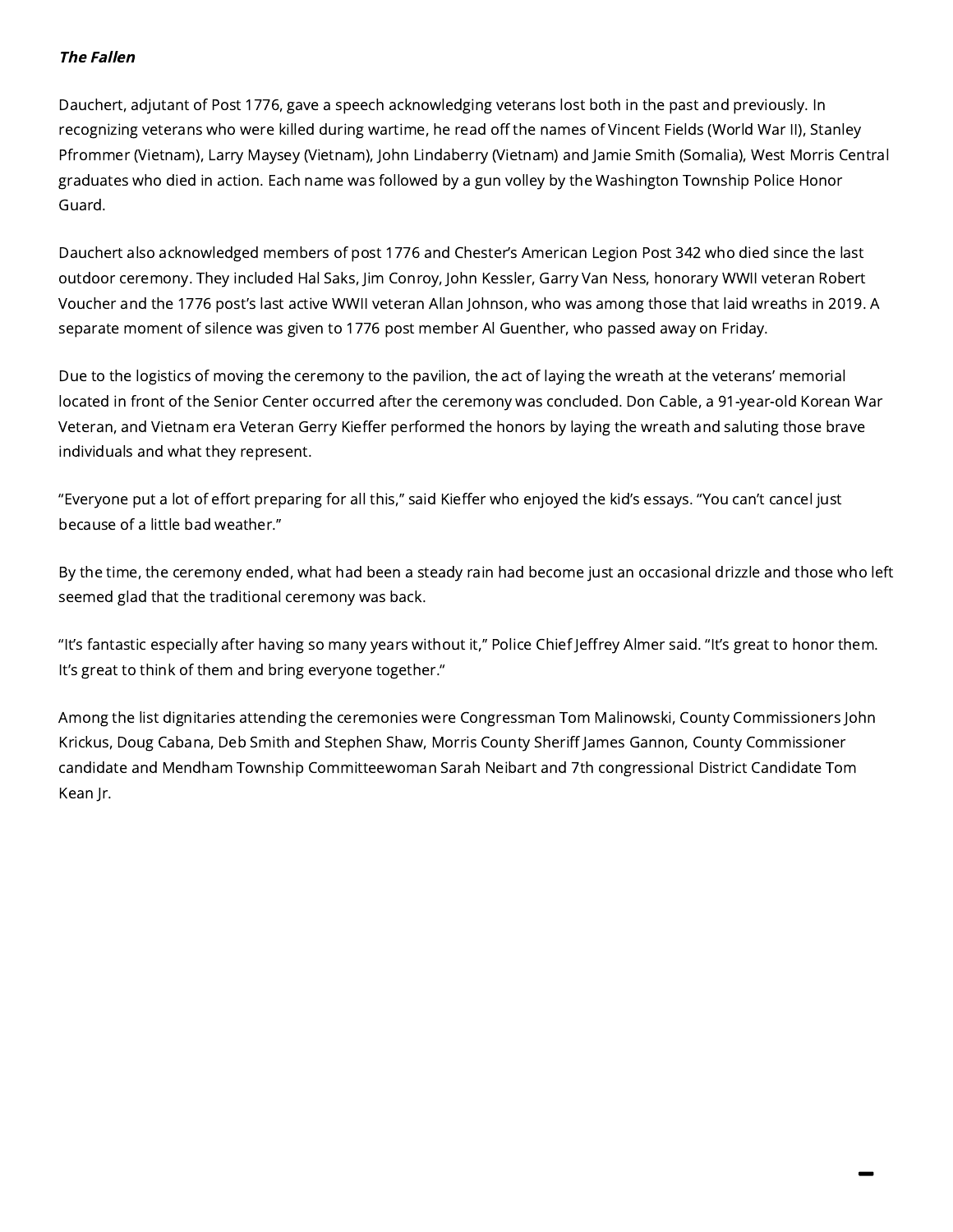***The Fallen***

Dauchert, adjutant of Post 1776, gave a speech acknowledging veterans lost both in the past and previously. In recognizing veterans who were killed during wartime, he read off the names of Vincent Fields (World War II), Stanley Pfrommer (Vietnam), Larry Maysey (Vietnam), John Lindaberry (Vietnam) and Jamie Smith (Somalia), West Morris Central graduates who died in action. Each name was followed by a gun volley by the Washington Township Police Honor Guard.

Dauchert also acknowledged members of post 1776 and Chester's American Legion Post 342 who died since the last outdoor ceremony. They included Hal Saks, Jim Conroy, John Kessler, Garry Van Ness, honorary WWII veteran Robert Voucher and the 1776 post's last active WWII veteran Allan Johnson, who was among those that laid wreaths in 2019. A separate moment of silence was given to 1776 post member Al Guenther, who passed away on Friday.

Due to the logistics of moving the ceremony to the pavilion, the act of laying the wreath at the veterans' memorial located in front of the Senior Center occurred after the ceremony was concluded. Don Cable, a 91-year-old Korean War Veteran, and Vietnam era Veteran Gerry Kieffer performed the honors by laying the wreath and saluting those brave individuals and what they represent.

"Everyone put a lot of effort preparing for all this," said Kieffer who enjoyed the kid's essays. "You can't cancel just because of a little bad weather."

By the time, the ceremony ended, what had been a steady rain had become just an occasional drizzle and those who left seemed glad that the traditional ceremony was back.

"It's fantastic especially after having so many years without it," Police Chief Jeffrey Almer said. "It's great to honor them. It's great to think of them and bring everyone together."

Among the list dignitaries attending the ceremonies were Congressman Tom Malinowski, County Commissioners John Krickus, Doug Cabana, Deb Smith and Stephen Shaw, Morris County Sheriff James Gannon, County Commissioner candidate and Mendham Township Committeewoman Sarah Neibart and 7th congressional District Candidate Tom Kean Jr.